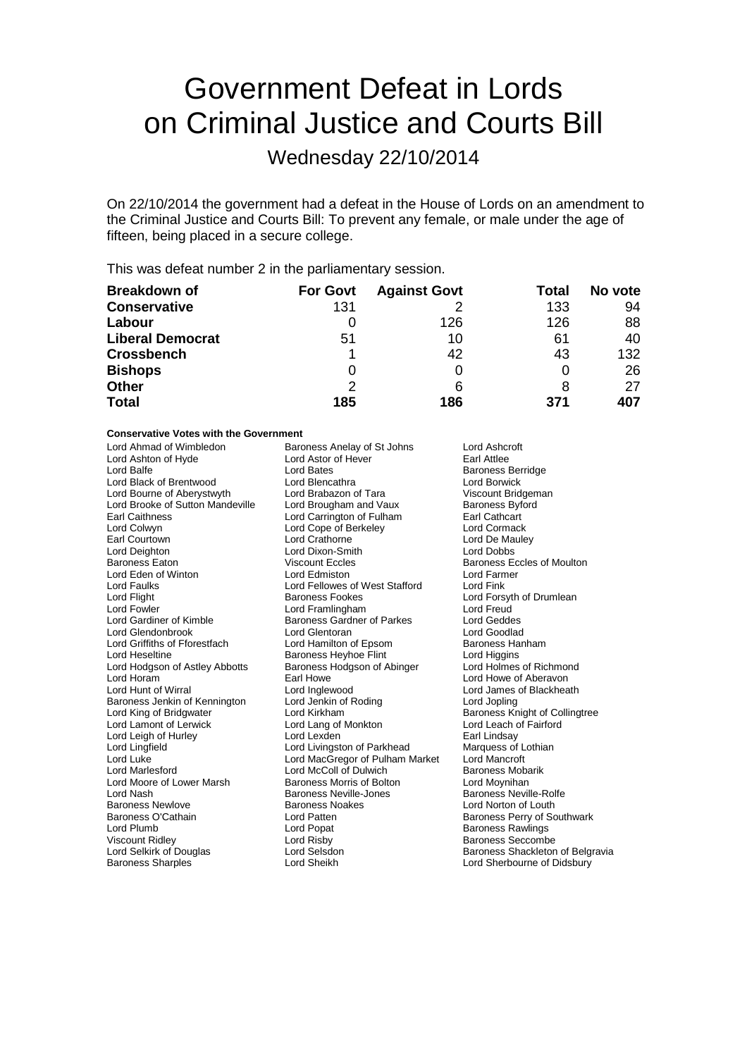# Government Defeat in Lords on Criminal Justice and Courts Bill

## Wednesday 22/10/2014

On 22/10/2014 the government had a defeat in the House of Lords on an amendment to the Criminal Justice and Courts Bill: To prevent any female, or male under the age of fifteen, being placed in a secure college.

This was defeat number 2 in the parliamentary session.

| Breakdown of | For Govt | Against Govt | Total | No vote |
|---|---|---|---|---|
| **Conservative** | 131 | 2 | 133 | 94 |
| **Labour** | 0 | 126 | 126 | 88 |
| **Liberal Democrat** | 51 | 10 | 61 | 40 |
| **Crossbench** | 1 | 42 | 43 | 132 |
| **Bishops** | 0 | 0 | 0 | 26 |
| **Other** | 2 | 6 | 8 | 27 |
| **Total** | **185** | **186** | **371** | **407** |

**Conservative Votes with the Government**

Lord Ahmad of Wimbledon
Baroness Anelay of St Johns
Lord Ashcroft
Lord Ashton of Hyde
Lord Astor of Hever
Earl Attlee
Lord Balfe
Lord Bates
Baroness Berridge
Lord Black of Brentwood
Lord Blencathra
Lord Borwick
Lord Bourne of Aberystwyth
Lord Brabazon of Tara
Viscount Bridgeman
Lord Brooke of Sutton Mandeville
Lord Brougham and Vaux
Baroness Byford
Earl Caithness
Lord Carrington of Fulham
Earl Cathcart
Lord Colwyn
Lord Cope of Berkeley
Lord Cormack
Earl Courtown
Lord Crathorne
Lord De Mauley
Lord Deighton
Lord Dixon-Smith
Lord Dobbs
Baroness Eaton
Viscount Eccles
Baroness Eccles of Moulton
Lord Eden of Winton
Lord Edmiston
Lord Farmer
Lord Faulks
Lord Fellowes of West Stafford
Lord Fink
Lord Flight
Baroness Fookes
Lord Forsyth of Drumlean
Lord Fowler
Lord Framlingham
Lord Freud
Lord Gardiner of Kimble
Baroness Gardner of Parkes
Lord Geddes
Lord Glendonbrook
Lord Glentoran
Lord Goodlad
Lord Griffiths of Fforestfach
Lord Hamilton of Epsom
Baroness Hanham
Lord Heseltine
Baroness Heyhoe Flint
Lord Higgins
Lord Hodgson of Astley Abbotts
Baroness Hodgson of Abinger
Lord Holmes of Richmond
Lord Horam
Earl Howe
Lord Howe of Aberavon
Lord Hunt of Wirral
Lord Inglewood
Lord James of Blackheath
Baroness Jenkin of Kennington
Lord Jenkin of Roding
Lord Jopling
Lord King of Bridgwater
Lord Kirkham
Baroness Knight of Collingtree
Lord Lamont of Lerwick
Lord Lang of Monkton
Lord Leach of Fairford
Lord Leigh of Hurley
Lord Lexden
Earl Lindsay
Lord Lingfield
Lord Livingston of Parkhead
Marquess of Lothian
Lord Luke
Lord MacGregor of Pulham Market
Lord Mancroft
Lord Marlesford
Lord McColl of Dulwich
Baroness Mobarik
Lord Moore of Lower Marsh
Baroness Morris of Bolton
Lord Moynihan
Lord Nash
Baroness Neville-Jones
Baroness Neville-Rolfe
Baroness Newlove
Baroness Noakes
Lord Norton of Louth
Baroness O'Cathain
Lord Patten
Baroness Perry of Southwark
Lord Plumb
Lord Popat
Baroness Rawlings
Viscount Ridley
Lord Risby
Baroness Seccombe
Lord Selkirk of Douglas
Lord Selsdon
Baroness Shackleton of Belgravia
Baroness Sharples
Lord Sheikh
Lord Sherbourne of Didsbury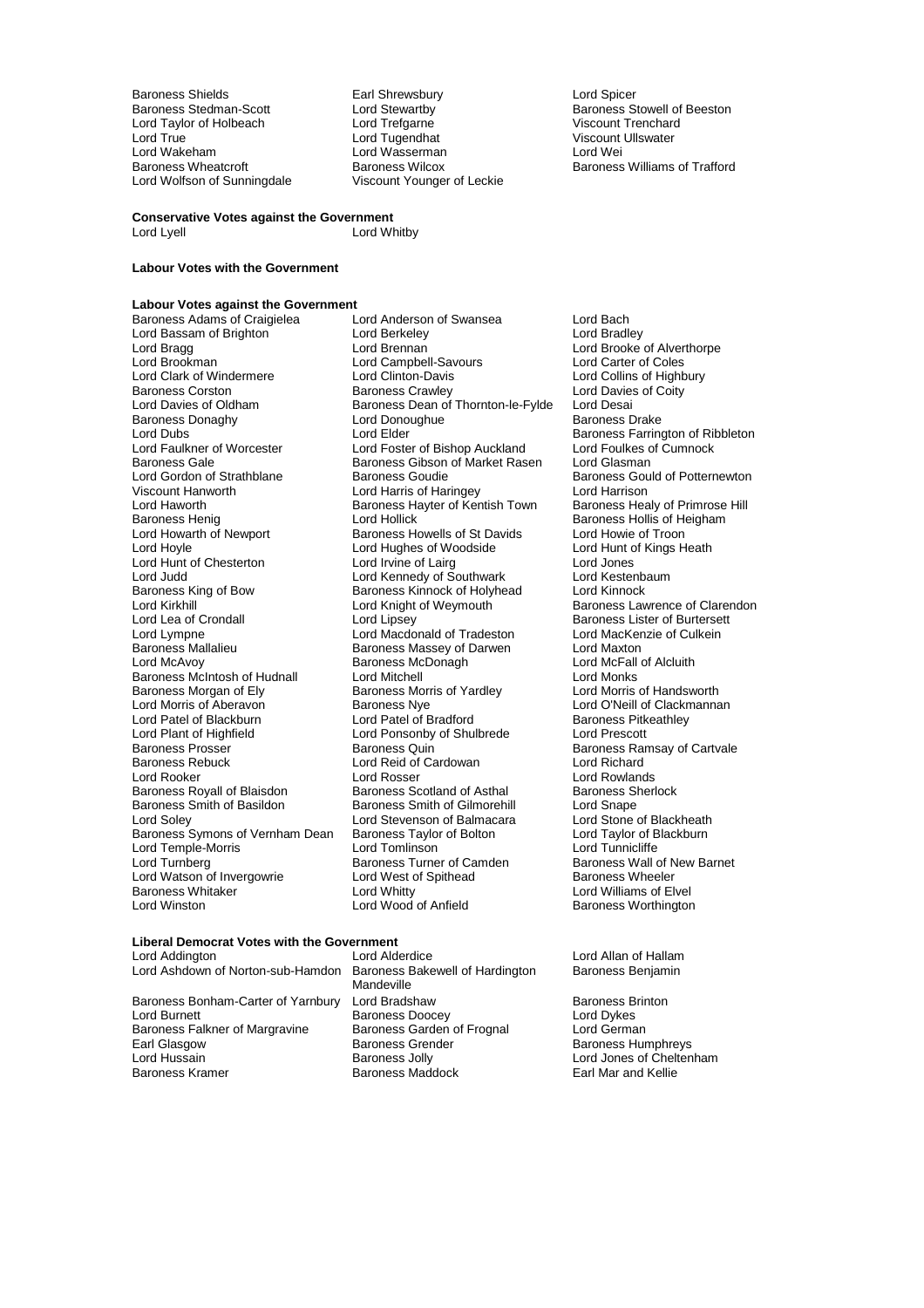Baroness Shields
Earl Shrewsbury
Lord Spicer
Baroness Stedman-Scott
Lord Stewartby
Baroness Stowell of Beeston
Lord Taylor of Holbeach
Lord Trefgarne
Viscount Trenchard
Lord True
Lord Tugendhat
Viscount Ullswater
Lord Wakeham
Lord Wasserman
Lord Wei
Baroness Wheatcroft
Baroness Wilcox
Baroness Williams of Trafford
Lord Wolfson of Sunningdale
Viscount Younger of Leckie

**Conservative Votes against the Government**

Lord Lyell
Lord Whitby

**Labour Votes with the Government**

**Labour Votes against the Government**

Baroness Adams of Craigielea
Lord Anderson of Swansea
Lord Bach
Lord Bassam of Brighton
Lord Berkeley
Lord Bradley
Lord Bragg
Lord Brennan
Lord Brooke of Alverthorpe
Lord Brookman
Lord Campbell-Savours
Lord Carter of Coles
Lord Clark of Windermere
Lord Clinton-Davis
Lord Collins of Highbury
Baroness Corston
Baroness Crawley
Lord Davies of Coity
Lord Davies of Oldham
Baroness Dean of Thornton-le-Fylde
Lord Desai
Baroness Donaghy
Lord Donoughue
Baroness Drake
Lord Dubs
Lord Elder
Baroness Farrington of Ribbleton
Lord Faulkner of Worcester
Lord Foster of Bishop Auckland
Lord Foulkes of Cumnock
Baroness Gale
Baroness Gibson of Market Rasen
Lord Glasman
Lord Gordon of Strathblane
Baroness Goudie
Baroness Gould of Potternewton
Viscount Hanworth
Lord Harris of Haringey
Lord Harrison
Lord Haworth
Baroness Hayter of Kentish Town
Baroness Healy of Primrose Hill
Baroness Henig
Lord Hollick
Baroness Hollis of Heigham
Lord Howarth of Newport
Baroness Howells of St Davids
Lord Howie of Troon
Lord Hoyle
Lord Hughes of Woodside
Lord Hunt of Kings Heath
Lord Hunt of Chesterton
Lord Irvine of Lairg
Lord Jones
Lord Judd
Lord Kennedy of Southwark
Lord Kestenbaum
Baroness King of Bow
Baroness Kinnock of Holyhead
Lord Kinnock
Lord Kirkhill
Lord Knight of Weymouth
Baroness Lawrence of Clarendon
Lord Lea of Crondall
Lord Lipsey
Baroness Lister of Burtersett
Lord Lympne
Lord Macdonald of Tradeston
Lord MacKenzie of Culkein
Baroness Mallalieu
Baroness Massey of Darwen
Lord Maxton
Lord McAvoy
Baroness McDonagh
Lord McFall of Alcluith
Baroness McIntosh of Hudnall
Lord Mitchell
Lord Monks
Baroness Morgan of Ely
Baroness Morris of Yardley
Lord Morris of Handsworth
Lord Morris of Aberavon
Baroness Nye
Lord O'Neill of Clackmannan
Lord Patel of Blackburn
Lord Patel of Bradford
Baroness Pitkeathley
Lord Plant of Highfield
Lord Ponsonby of Shulbrede
Lord Prescott
Baroness Prosser
Baroness Quin
Baroness Ramsay of Cartvale
Baroness Rebuck
Lord Reid of Cardowan
Lord Richard
Lord Rooker
Lord Rosser
Lord Rowlands
Baroness Royall of Blaisdon
Baroness Scotland of Asthal
Baroness Sherlock
Baroness Smith of Basildon
Baroness Smith of Gilmorehill
Lord Snape
Lord Soley
Lord Stevenson of Balmacara
Lord Stone of Blackheath
Baroness Symons of Vernham Dean
Baroness Taylor of Bolton
Lord Taylor of Blackburn
Lord Temple-Morris
Lord Tomlinson
Lord Tunnicliffe
Lord Turnberg
Baroness Turner of Camden
Baroness Wall of New Barnet
Lord Watson of Invergowrie
Lord West of Spithead
Baroness Wheeler
Baroness Whitaker
Lord Whitty
Lord Williams of Elvel
Lord Winston
Lord Wood of Anfield
Baroness Worthington

**Liberal Democrat Votes with the Government**

Lord Addington
Lord Alderdice
Lord Allan of Hallam
Lord Ashdown of Norton-sub-Hamdon
Baroness Bakewell of Hardington Mandeville
Baroness Benjamin
Baroness Bonham-Carter of Yarnbury
Lord Bradshaw
Baroness Brinton
Lord Burnett
Baroness Doocey
Lord Dykes
Baroness Falkner of Margravine
Baroness Garden of Frognal
Lord German
Earl Glasgow
Baroness Grender
Baroness Humphreys
Lord Hussain
Baroness Jolly
Lord Jones of Cheltenham
Baroness Kramer
Baroness Maddock
Earl Mar and Kellie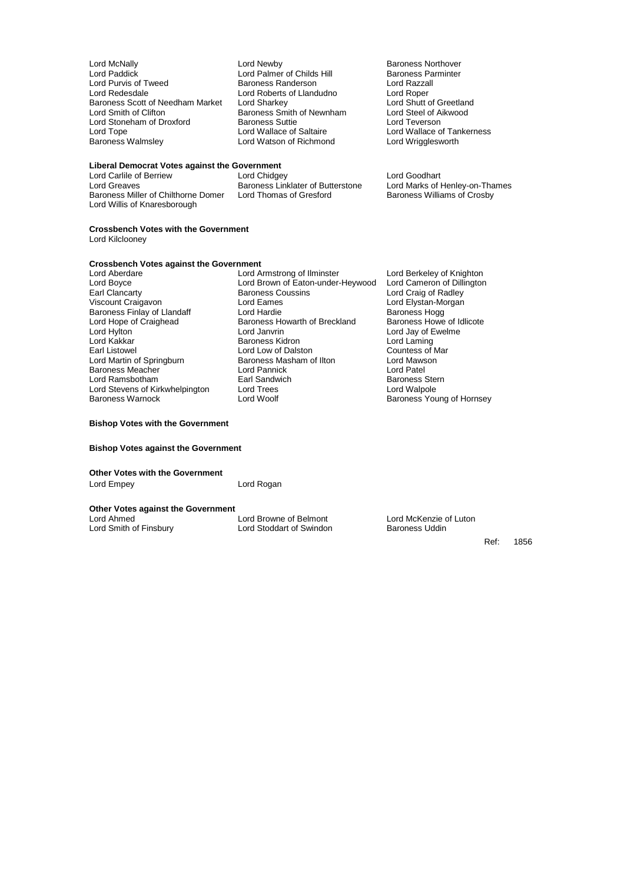| | | |
|---|---|---|
| Lord McNally | Lord Newby | Baroness Northover |
| Lord Paddick | Lord Palmer of Childs Hill | Baroness Parminter |
| Lord Purvis of Tweed | Baroness Randerson | Lord Razzall |
| Lord Redesdale | Lord Roberts of Llandudno | Lord Roper |
| Baroness Scott of Needham Market | Lord Sharkey | Lord Shutt of Greetland |
| Lord Smith of Clifton | Baroness Smith of Newnham | Lord Steel of Aikwood |
| Lord Stoneham of Droxford | Baroness Suttie | Lord Teverson |
| Lord Tope | Lord Wallace of Saltaire | Lord Wallace of Tankerness |
| Baroness Walmsley | Lord Watson of Richmond | Lord Wrigglesworth |

**Liberal Democrat Votes against the Government**

| | | |
|---|---|---|
| Lord Carlile of Berriew | Lord Chidgey | Lord Goodhart |
| Lord Greaves | Baroness Linklater of Butterstone | Lord Marks of Henley-on-Thames |
| Baroness Miller of Chilthorne Domer | Lord Thomas of Gresford | Baroness Williams of Crosby |
| Lord Willis of Knaresborough | | |

**Crossbench Votes with the Government**

Lord Kilclooney

**Crossbench Votes against the Government**

| | | |
|---|---|---|
| Lord Aberdare | Lord Armstrong of Ilminster | Lord Berkeley of Knighton |
| Lord Boyce | Lord Brown of Eaton-under-Heywood | Lord Cameron of Dillington |
| Earl Clancarty | Baroness Coussins | Lord Craig of Radley |
| Viscount Craigavon | Lord Eames | Lord Elystan-Morgan |
| Baroness Finlay of Llandaff | Lord Hardie | Baroness Hogg |
| Lord Hope of Craighead | Baroness Howarth of Breckland | Baroness Howe of Idlicote |
| Lord Hylton | Lord Janvrin | Lord Jay of Ewelme |
| Lord Kakkar | Baroness Kidron | Lord Laming |
| Earl Listowel | Lord Low of Dalston | Countess of Mar |
| Lord Martin of Springburn | Baroness Masham of Ilton | Lord Mawson |
| Baroness Meacher | Lord Pannick | Lord Patel |
| Lord Ramsbotham | Earl Sandwich | Baroness Stern |
| Lord Stevens of Kirkwhelpington | Lord Trees | Lord Walpole |
| Baroness Warnock | Lord Woolf | Baroness Young of Hornsey |

**Bishop Votes with the Government**

**Bishop Votes against the Government**

**Other Votes with the Government**

| | |
|---|---|
| Lord Empey | Lord Rogan |

**Other Votes against the Government**

| | | |
|---|---|---|
| Lord Ahmed | Lord Browne of Belmont | Lord McKenzie of Luton |
| Lord Smith of Finsbury | Lord Stoddart of Swindon | Baroness Uddin |

Ref: 1856